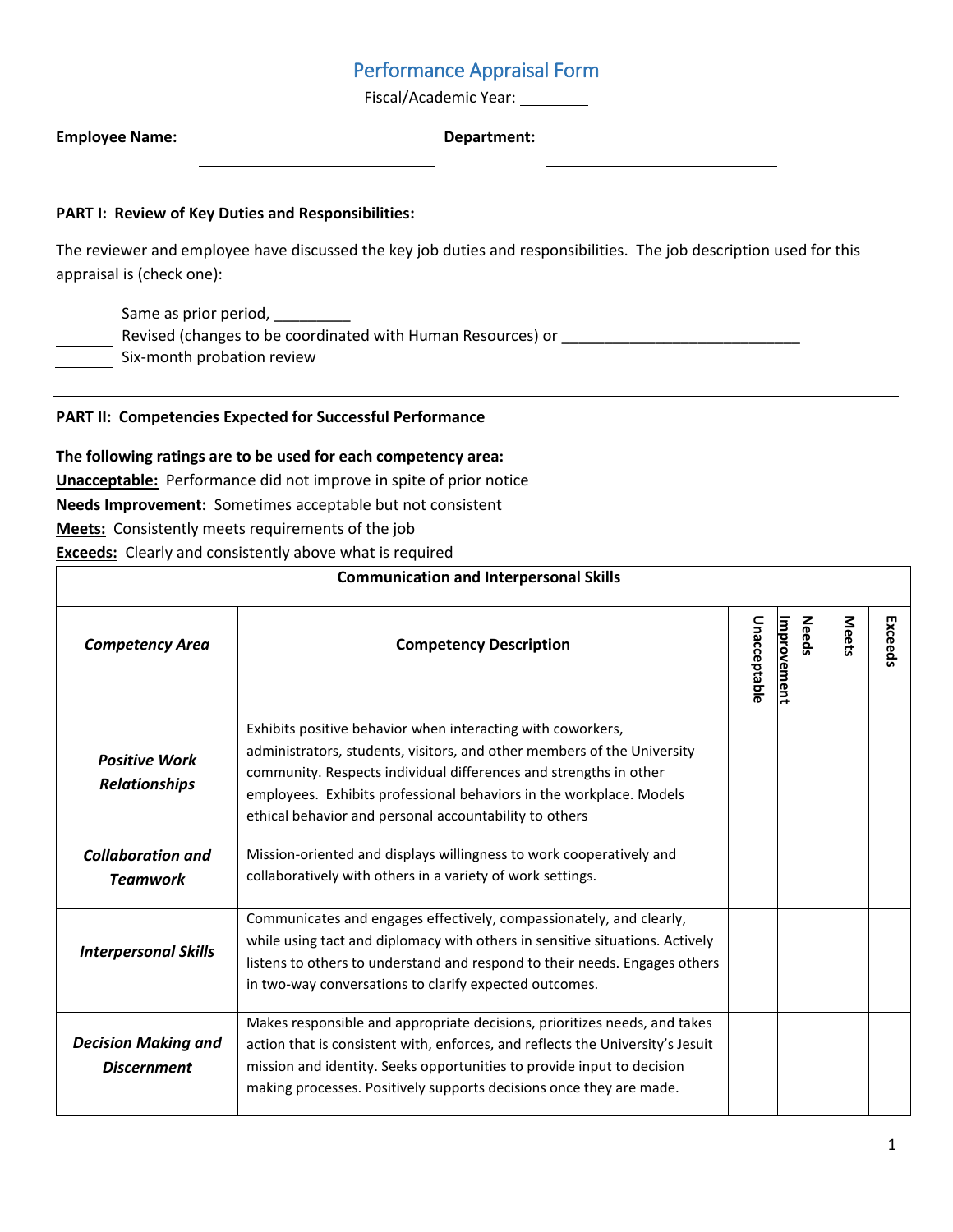# Performance Appraisal Form

Fiscal/Academic Year: ________

**Employee Name:** ______________________________ **Department:** ______________________________

**PART I: Review of Key Duties and Responsibilities:**

The reviewer and employee have discussed the key job duties and responsibilities. The job description used for this appraisal is (check one):

_______ Same as prior period, _________
_______ Revised (changes to be coordinated with Human Resources) or ____________________________
_______ Six-month probation review

---

**PART II: Competencies Expected for Successful Performance**

**The following ratings are to be used for each competency area:**
**Unacceptable:** Performance did not improve in spite of prior notice
**Needs Improvement:** Sometimes acceptable but not consistent
**Meets:** Consistently meets requirements of the job
**Exceeds:** Clearly and consistently above what is required

| Communication and Interpersonal Skills | | | | | |
|---|---|---|---|---|---|
| ***Competency Area*** | **Competency Description** | **Unacceptable** | **Needs Improvement** | **Meets** | **Exceeds** |
| ***Positive Work Relationships*** | Exhibits positive behavior when interacting with coworkers, administrators, students, visitors, and other members of the University community. Respects individual differences and strengths in other employees. Exhibits professional behaviors in the workplace. Models ethical behavior and personal accountability to others | | | | |
| ***Collaboration and Teamwork*** | Mission-oriented and displays willingness to work cooperatively and collaboratively with others in a variety of work settings. | | | | |
| ***Interpersonal Skills*** | Communicates and engages effectively, compassionately, and clearly, while using tact and diplomacy with others in sensitive situations. Actively listens to others to understand and respond to their needs. Engages others in two-way conversations to clarify expected outcomes. | | | | |
| ***Decision Making and Discernment*** | Makes responsible and appropriate decisions, prioritizes needs, and takes action that is consistent with, enforces, and reflects the University's Jesuit mission and identity. Seeks opportunities to provide input to decision making processes. Positively supports decisions once they are made. | | | | |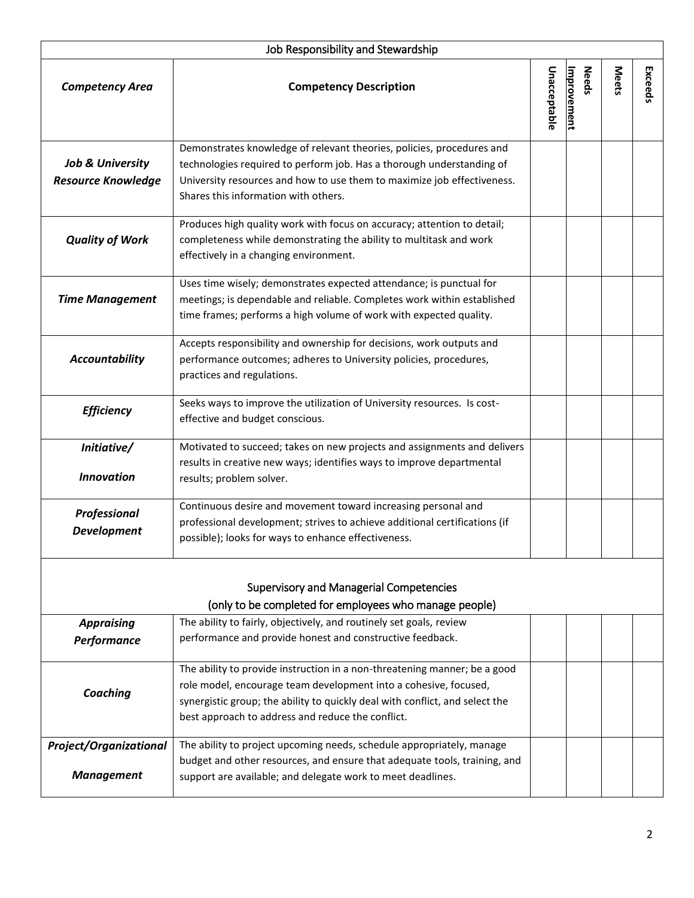| Job Responsibility and Stewardship | | | | | |
|---|---|---|---|---|---|
| ***Competency Area*** | **Competency Description** | **Unacceptable** | **Needs Improvement** | **Meets** | **Exceeds** |
| ***Job & University Resource Knowledge*** | Demonstrates knowledge of relevant theories, policies, procedures and technologies required to perform job. Has a thorough understanding of University resources and how to use them to maximize job effectiveness. Shares this information with others. | | | | |
| ***Quality of Work*** | Produces high quality work with focus on accuracy; attention to detail; completeness while demonstrating the ability to multitask and work effectively in a changing environment. | | | | |
| ***Time Management*** | Uses time wisely; demonstrates expected attendance; is punctual for meetings; is dependable and reliable. Completes work within established time frames; performs a high volume of work with expected quality. | | | | |
| ***Accountability*** | Accepts responsibility and ownership for decisions, work outputs and performance outcomes; adheres to University policies, procedures, practices and regulations. | | | | |
| ***Efficiency*** | Seeks ways to improve the utilization of University resources. Is cost-effective and budget conscious. | | | | |
| ***Initiative/ Innovation*** | Motivated to succeed; takes on new projects and assignments and delivers results in creative new ways; identifies ways to improve departmental results; problem solver. | | | | |
| ***Professional Development*** | Continuous desire and movement toward increasing personal and professional development; strives to achieve additional certifications (if possible); looks for ways to enhance effectiveness. | | | | |
| Supervisory and Managerial Competencies (only to be completed for employees who manage people) | | | | | |
| ***Appraising Performance*** | The ability to fairly, objectively, and routinely set goals, review performance and provide honest and constructive feedback. | | | | |
| ***Coaching*** | The ability to provide instruction in a non-threatening manner; be a good role model, encourage team development into a cohesive, focused, synergistic group; the ability to quickly deal with conflict, and select the best approach to address and reduce the conflict. | | | | |
| ***Project/Organizational Management*** | The ability to project upcoming needs, schedule appropriately, manage budget and other resources, and ensure that adequate tools, training, and support are available; and delegate work to meet deadlines. | | | | |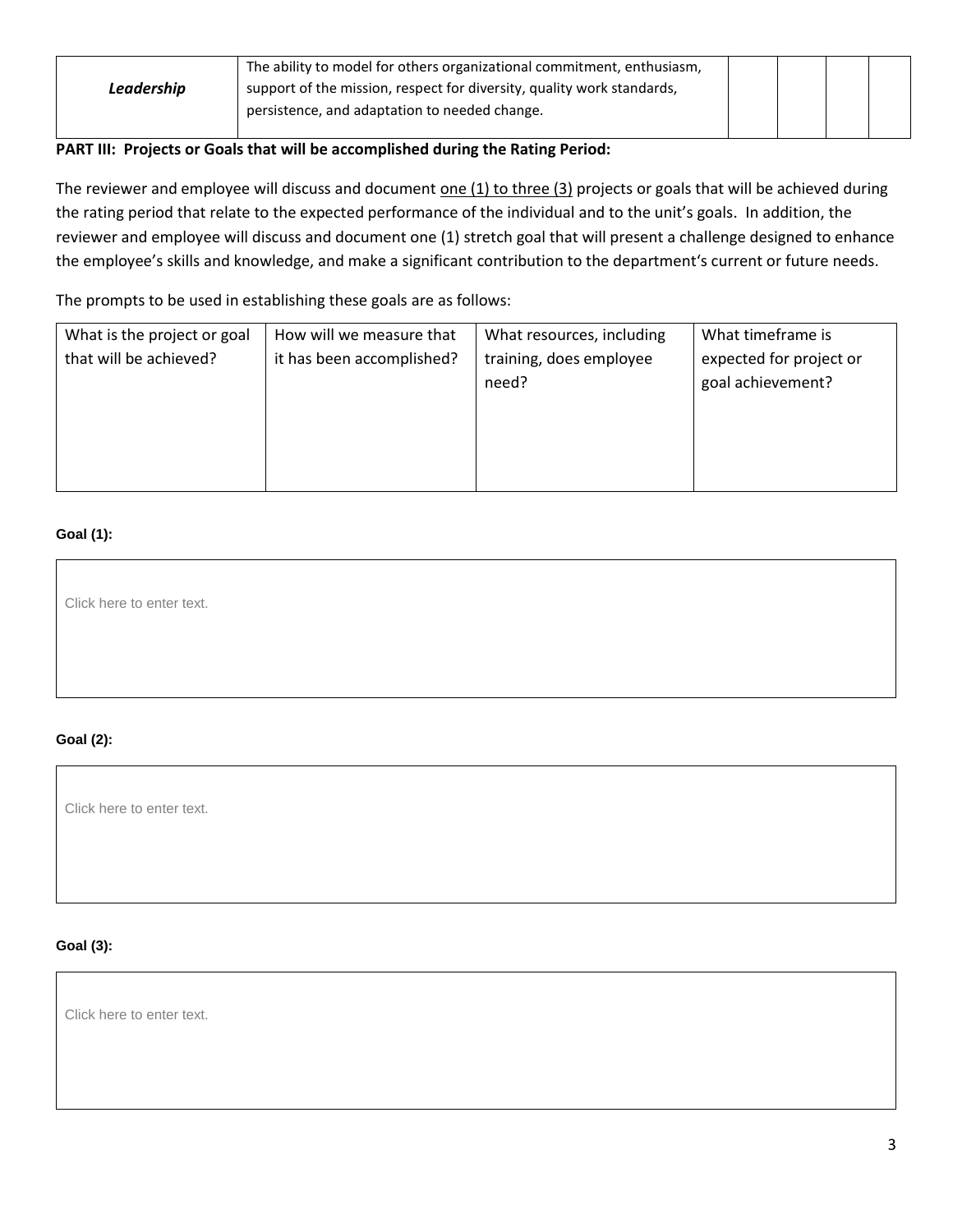| *Leadership* | The ability to model for others organizational commitment, enthusiasm, support of the mission, respect for diversity, quality work standards, persistence, and adaptation to needed change. | | | | |
|---|---|---|---|---|---|

**PART III: Projects or Goals that will be accomplished during the Rating Period:**

The reviewer and employee will discuss and document one (1) to three (3) projects or goals that will be achieved during the rating period that relate to the expected performance of the individual and to the unit's goals. In addition, the reviewer and employee will discuss and document one (1) stretch goal that will present a challenge designed to enhance the employee's skills and knowledge, and make a significant contribution to the department's current or future needs.

The prompts to be used in establishing these goals are as follows:

| What is the project or goal that will be achieved? | How will we measure that it has been accomplished? | What resources, including training, does employee need? | What timeframe is expected for project or goal achievement? |
|---|---|---|---|
| | | | |

**Goal (1):**

Click here to enter text.

**Goal (2):**

Click here to enter text.

**Goal (3):**

Click here to enter text.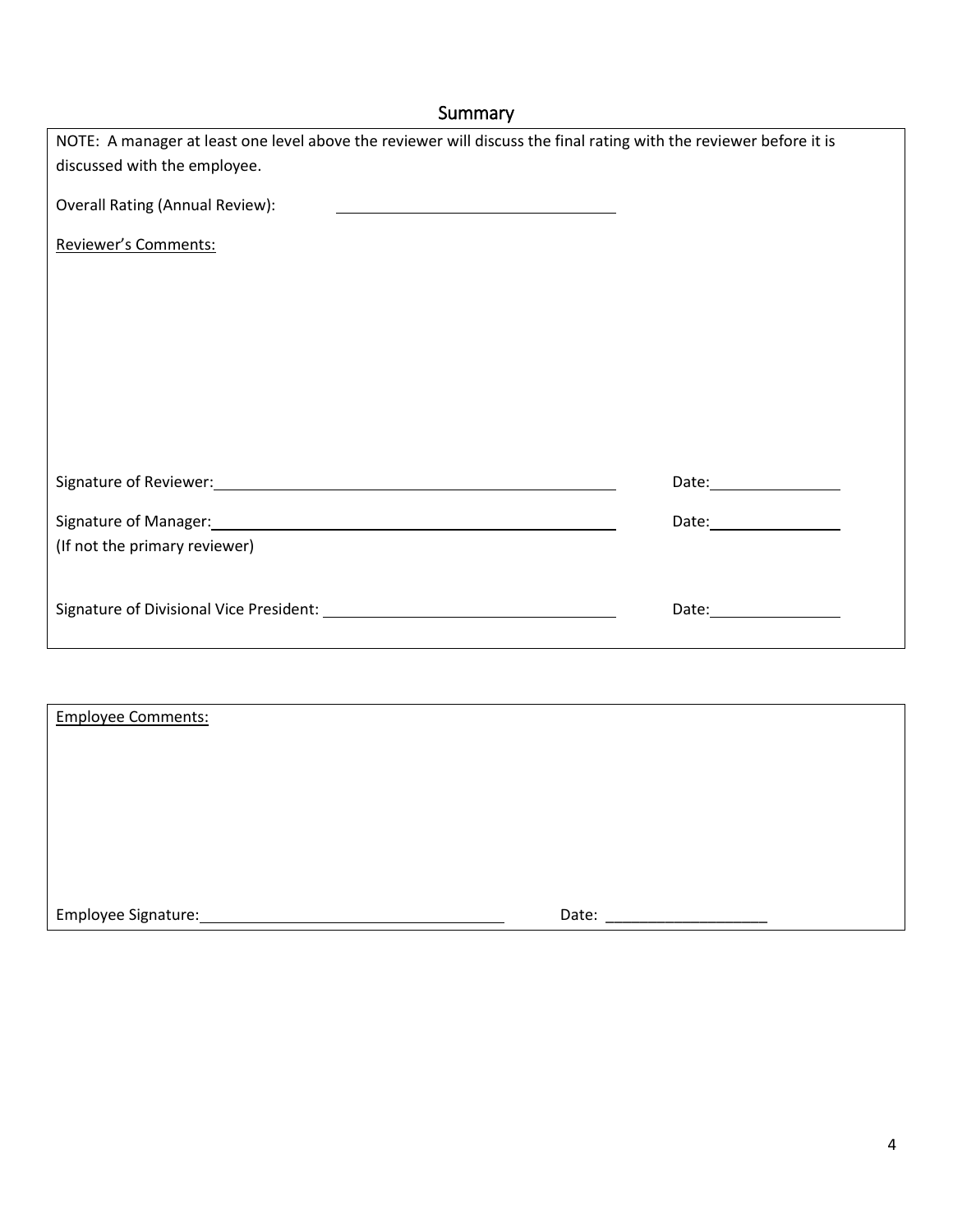## Summary

NOTE: A manager at least one level above the reviewer will discuss the final rating with the reviewer before it is discussed with the employee.

Overall Rating (Annual Review): ______________________________

Reviewer's Comments:

Signature of Reviewer: ______________________________ Date: ______________

Signature of Manager: ______________________________ Date: ______________
(If not the primary reviewer)

Signature of Divisional Vice President: ______________________________ Date: ______________

Employee Comments:

Employee Signature: ______________________________ Date: ___________________